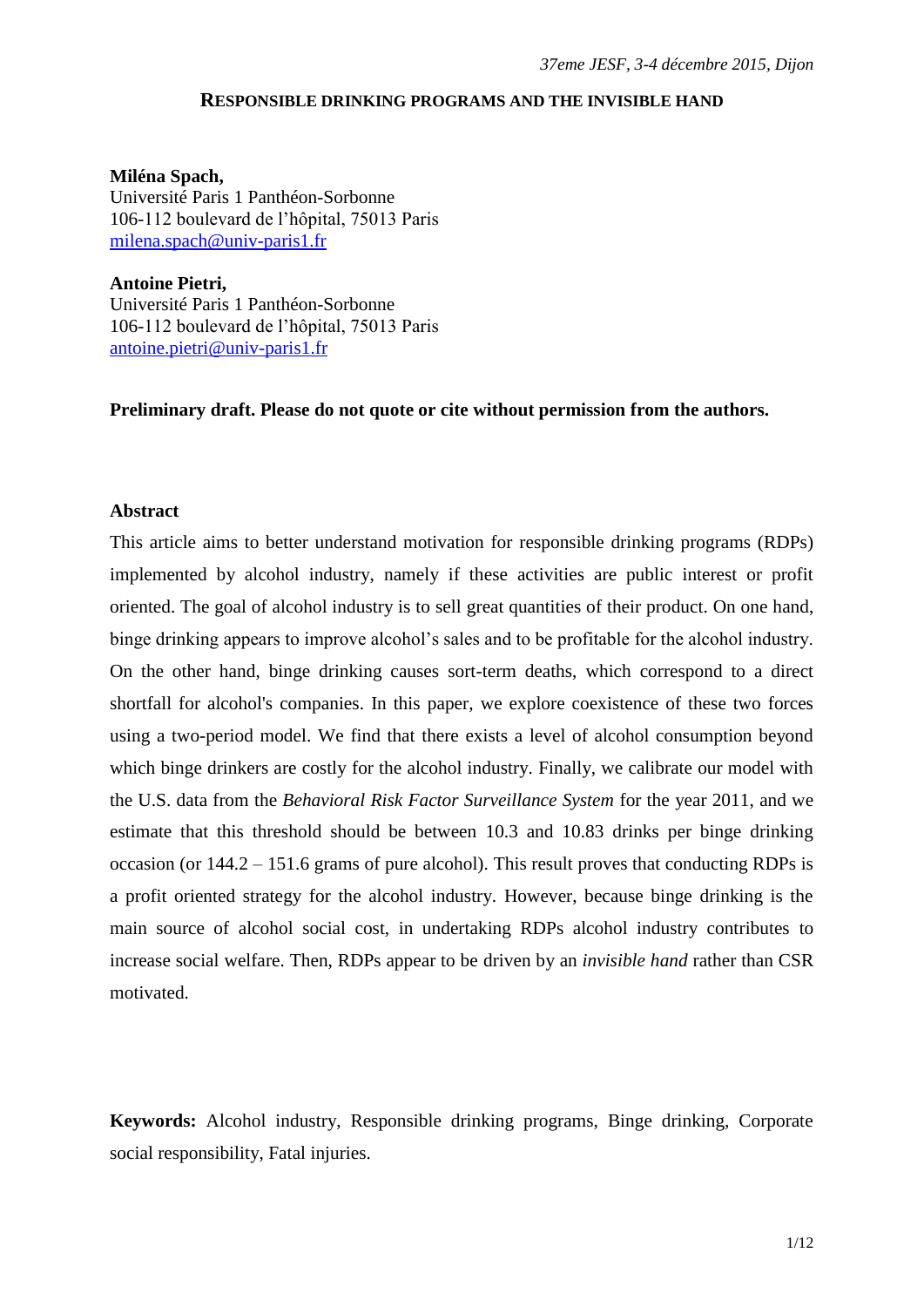# RESPONSIBLE DRINKING PROGRAMS AND THE INVISIBLE HAND

**Miléna Spach,**
Université Paris 1 Panthéon-Sorbonne
106-112 boulevard de l'hôpital, 75013 Paris
milena.spach@univ-paris1.fr

**Antoine Pietri,**
Université Paris 1 Panthéon-Sorbonne
106-112 boulevard de l'hôpital, 75013 Paris
antoine.pietri@univ-paris1.fr

**Preliminary draft. Please do not quote or cite without permission from the authors.**

## Abstract

This article aims to better understand motivation for responsible drinking programs (RDPs) implemented by alcohol industry, namely if these activities are public interest or profit oriented. The goal of alcohol industry is to sell great quantities of their product. On one hand, binge drinking appears to improve alcohol's sales and to be profitable for the alcohol industry. On the other hand, binge drinking causes sort-term deaths, which correspond to a direct shortfall for alcohol's companies. In this paper, we explore coexistence of these two forces using a two-period model. We find that there exists a level of alcohol consumption beyond which binge drinkers are costly for the alcohol industry. Finally, we calibrate our model with the U.S. data from the *Behavioral Risk Factor Surveillance System* for the year 2011, and we estimate that this threshold should be between 10.3 and 10.83 drinks per binge drinking occasion (or 144.2 – 151.6 grams of pure alcohol). This result proves that conducting RDPs is a profit oriented strategy for the alcohol industry. However, because binge drinking is the main source of alcohol social cost, in undertaking RDPs alcohol industry contributes to increase social welfare. Then, RDPs appear to be driven by an *invisible hand* rather than CSR motivated.

**Keywords:** Alcohol industry, Responsible drinking programs, Binge drinking, Corporate social responsibility, Fatal injuries.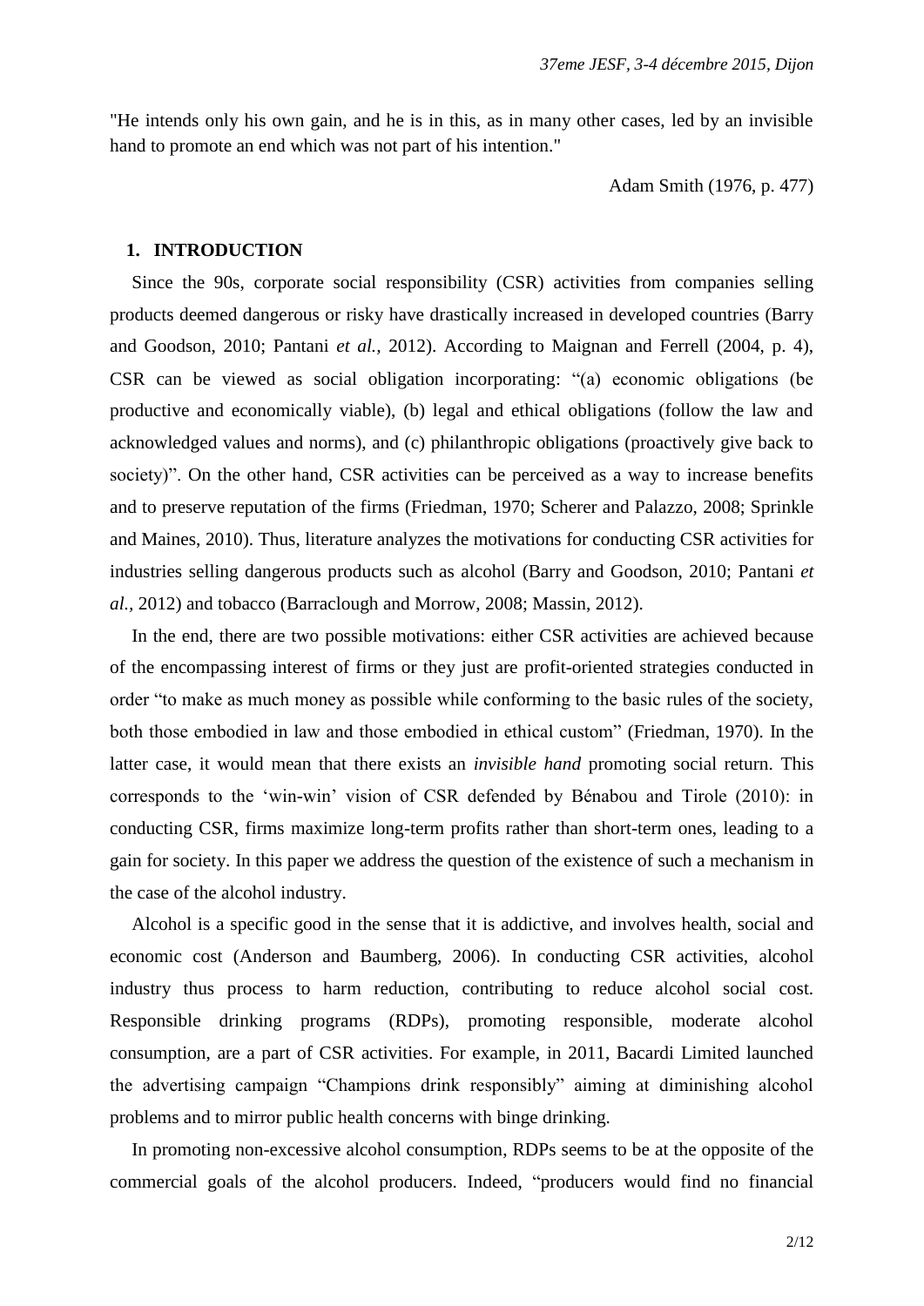"He intends only his own gain, and he is in this, as in many other cases, led by an invisible hand to promote an end which was not part of his intention."

Adam Smith (1976, p. 477)

## 1. INTRODUCTION

Since the 90s, corporate social responsibility (CSR) activities from companies selling products deemed dangerous or risky have drastically increased in developed countries (Barry and Goodson, 2010; Pantani *et al.*, 2012). According to Maignan and Ferrell (2004, p. 4), CSR can be viewed as social obligation incorporating: "(a) economic obligations (be productive and economically viable), (b) legal and ethical obligations (follow the law and acknowledged values and norms), and (c) philanthropic obligations (proactively give back to society)". On the other hand, CSR activities can be perceived as a way to increase benefits and to preserve reputation of the firms (Friedman, 1970; Scherer and Palazzo, 2008; Sprinkle and Maines, 2010). Thus, literature analyzes the motivations for conducting CSR activities for industries selling dangerous products such as alcohol (Barry and Goodson, 2010; Pantani *et al.,* 2012) and tobacco (Barraclough and Morrow, 2008; Massin, 2012).

In the end, there are two possible motivations: either CSR activities are achieved because of the encompassing interest of firms or they just are profit-oriented strategies conducted in order "to make as much money as possible while conforming to the basic rules of the society, both those embodied in law and those embodied in ethical custom" (Friedman, 1970). In the latter case, it would mean that there exists an *invisible hand* promoting social return. This corresponds to the 'win-win' vision of CSR defended by Bénabou and Tirole (2010): in conducting CSR, firms maximize long-term profits rather than short-term ones, leading to a gain for society. In this paper we address the question of the existence of such a mechanism in the case of the alcohol industry.

Alcohol is a specific good in the sense that it is addictive, and involves health, social and economic cost (Anderson and Baumberg, 2006). In conducting CSR activities, alcohol industry thus process to harm reduction, contributing to reduce alcohol social cost. Responsible drinking programs (RDPs), promoting responsible, moderate alcohol consumption, are a part of CSR activities. For example, in 2011, Bacardi Limited launched the advertising campaign "Champions drink responsibly" aiming at diminishing alcohol problems and to mirror public health concerns with binge drinking.

In promoting non-excessive alcohol consumption, RDPs seems to be at the opposite of the commercial goals of the alcohol producers. Indeed, "producers would find no financial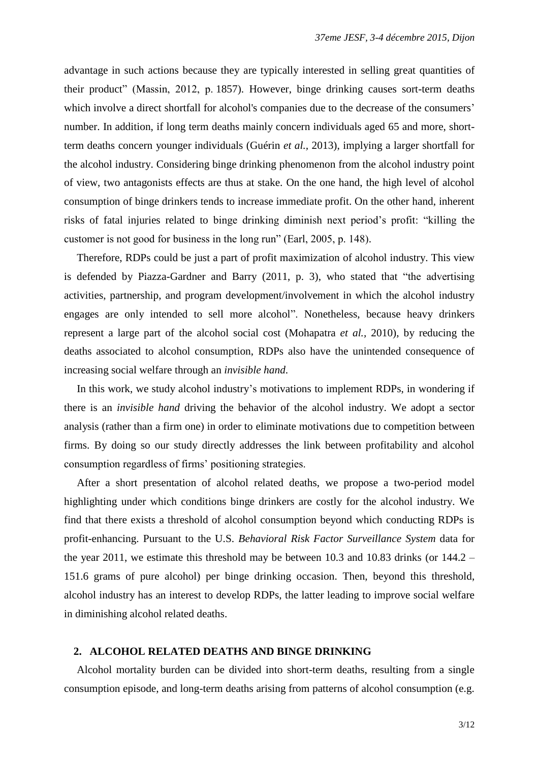advantage in such actions because they are typically interested in selling great quantities of their product" (Massin, 2012, p. 1857). However, binge drinking causes sort-term deaths which involve a direct shortfall for alcohol's companies due to the decrease of the consumers' number. In addition, if long term deaths mainly concern individuals aged 65 and more, short-term deaths concern younger individuals (Guérin *et al.,* 2013), implying a larger shortfall for the alcohol industry. Considering binge drinking phenomenon from the alcohol industry point of view, two antagonists effects are thus at stake. On the one hand, the high level of alcohol consumption of binge drinkers tends to increase immediate profit. On the other hand, inherent risks of fatal injuries related to binge drinking diminish next period's profit: "killing the customer is not good for business in the long run" (Earl, 2005, p. 148).

Therefore, RDPs could be just a part of profit maximization of alcohol industry. This view is defended by Piazza-Gardner and Barry (2011, p. 3), who stated that "the advertising activities, partnership, and program development/involvement in which the alcohol industry engages are only intended to sell more alcohol". Nonetheless, because heavy drinkers represent a large part of the alcohol social cost (Mohapatra *et al.,* 2010), by reducing the deaths associated to alcohol consumption, RDPs also have the unintended consequence of increasing social welfare through an *invisible hand*.

In this work, we study alcohol industry's motivations to implement RDPs, in wondering if there is an *invisible hand* driving the behavior of the alcohol industry. We adopt a sector analysis (rather than a firm one) in order to eliminate motivations due to competition between firms. By doing so our study directly addresses the link between profitability and alcohol consumption regardless of firms' positioning strategies.

After a short presentation of alcohol related deaths, we propose a two-period model highlighting under which conditions binge drinkers are costly for the alcohol industry. We find that there exists a threshold of alcohol consumption beyond which conducting RDPs is profit-enhancing. Pursuant to the U.S. *Behavioral Risk Factor Surveillance System* data for the year 2011, we estimate this threshold may be between 10.3 and 10.83 drinks (or 144.2 – 151.6 grams of pure alcohol) per binge drinking occasion. Then, beyond this threshold, alcohol industry has an interest to develop RDPs, the latter leading to improve social welfare in diminishing alcohol related deaths.

## 2. ALCOHOL RELATED DEATHS AND BINGE DRINKING

Alcohol mortality burden can be divided into short-term deaths, resulting from a single consumption episode, and long-term deaths arising from patterns of alcohol consumption (e.g.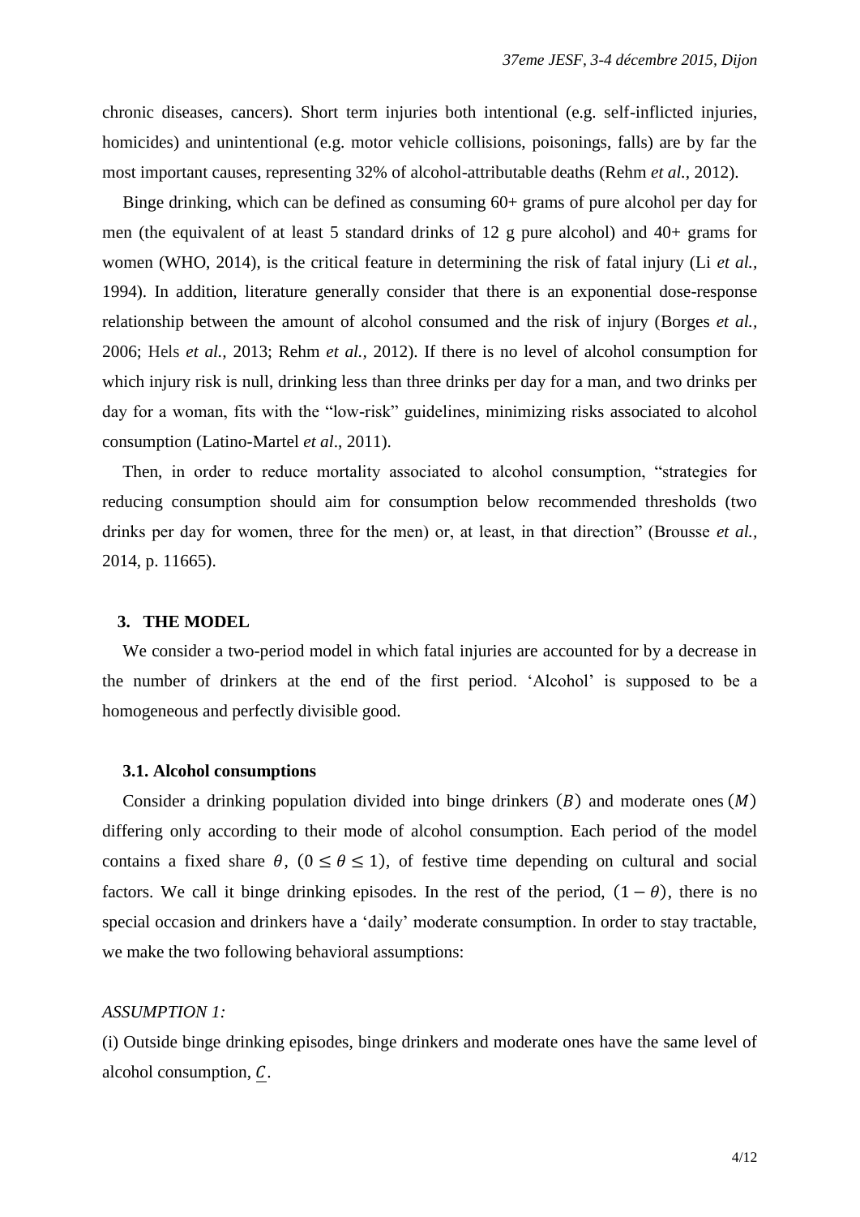chronic diseases, cancers). Short term injuries both intentional (e.g. self-inflicted injuries, homicides) and unintentional (e.g. motor vehicle collisions, poisonings, falls) are by far the most important causes, representing 32% of alcohol-attributable deaths (Rehm *et al.*, 2012).

Binge drinking, which can be defined as consuming 60+ grams of pure alcohol per day for men (the equivalent of at least 5 standard drinks of 12 g pure alcohol) and 40+ grams for women (WHO, 2014), is the critical feature in determining the risk of fatal injury (Li *et al.*, 1994). In addition, literature generally consider that there is an exponential dose-response relationship between the amount of alcohol consumed and the risk of injury (Borges *et al.*, 2006; Hels *et al.*, 2013; Rehm *et al.*, 2012). If there is no level of alcohol consumption for which injury risk is null, drinking less than three drinks per day for a man, and two drinks per day for a woman, fits with the "low-risk" guidelines, minimizing risks associated to alcohol consumption (Latino-Martel *et al*., 2011).

Then, in order to reduce mortality associated to alcohol consumption, "strategies for reducing consumption should aim for consumption below recommended thresholds (two drinks per day for women, three for the men) or, at least, in that direction" (Brousse *et al.*, 2014, p. 11665).

## 3. THE MODEL

We consider a two-period model in which fatal injuries are accounted for by a decrease in the number of drinkers at the end of the first period. 'Alcohol' is supposed to be a homogeneous and perfectly divisible good.

### 3.1. Alcohol consumptions

Consider a drinking population divided into binge drinkers $(B)$ and moderate ones $(M)$ differing only according to their mode of alcohol consumption. Each period of the model contains a fixed share $\theta$, $(0 \leq \theta \leq 1)$, of festive time depending on cultural and social factors. We call it binge drinking episodes. In the rest of the period, $(1 - \theta)$, there is no special occasion and drinkers have a 'daily' moderate consumption. In order to stay tractable, we make the two following behavioral assumptions:

*ASSUMPTION 1:*

(i) Outside binge drinking episodes, binge drinkers and moderate ones have the same level of alcohol consumption, $\underline{C}$.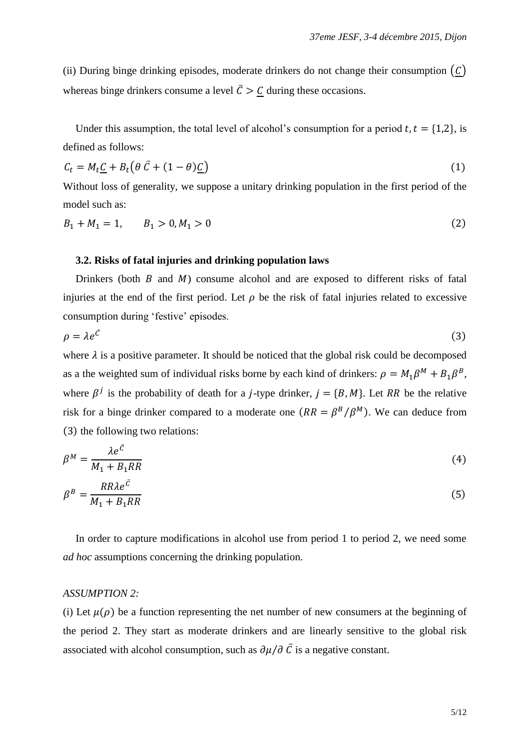(ii) During binge drinking episodes, moderate drinkers do not change their consumption $(\underline{C})$ whereas binge drinkers consume a level $\bar{C} > \underline{C}$ during these occasions.

Under this assumption, the total level of alcohol's consumption for a period $t, t = \{1,2\}$, is defined as follows:

$$C_t = M_t \underline{C} + B_t \left(\theta\, \bar{C} + (1-\theta)\underline{C}\right) \tag{1}$$

Without loss of generality, we suppose a unitary drinking population in the first period of the model such as:

$$B_1 + M_1 = 1, \qquad B_1 > 0, M_1 > 0 \tag{2}$$

### 3.2. Risks of fatal injuries and drinking population laws

Drinkers (both $B$ and $M$) consume alcohol and are exposed to different risks of fatal injuries at the end of the first period. Let $\rho$ be the risk of fatal injuries related to excessive consumption during 'festive' episodes.

$$\rho = \lambda e^{\bar{C}} \tag{3}$$

where $\lambda$ is a positive parameter. It should be noticed that the global risk could be decomposed as a the weighted sum of individual risks borne by each kind of drinkers: $\rho = M_1\beta^M + B_1\beta^B$, where $\beta^j$ is the probability of death for a $j$-type drinker, $j = \{B, M\}$. Let $RR$ be the relative risk for a binge drinker compared to a moderate one $(RR = \beta^B/\beta^M)$. We can deduce from $(3)$ the following two relations:

$$\beta^M = \frac{\lambda e^{\bar{C}}}{M_1 + B_1 RR} \tag{4}$$

$$\beta^B = \frac{RR\lambda e^{\bar{C}}}{M_1 + B_1 RR} \tag{5}$$

In order to capture modifications in alcohol use from period 1 to period 2, we need some *ad hoc* assumptions concerning the drinking population.

*ASSUMPTION 2:*

(i) Let $\mu(\rho)$ be a function representing the net number of new consumers at the beginning of the period 2. They start as moderate drinkers and are linearly sensitive to the global risk associated with alcohol consumption, such as $\partial\mu/\partial\, \bar{C}$ is a negative constant.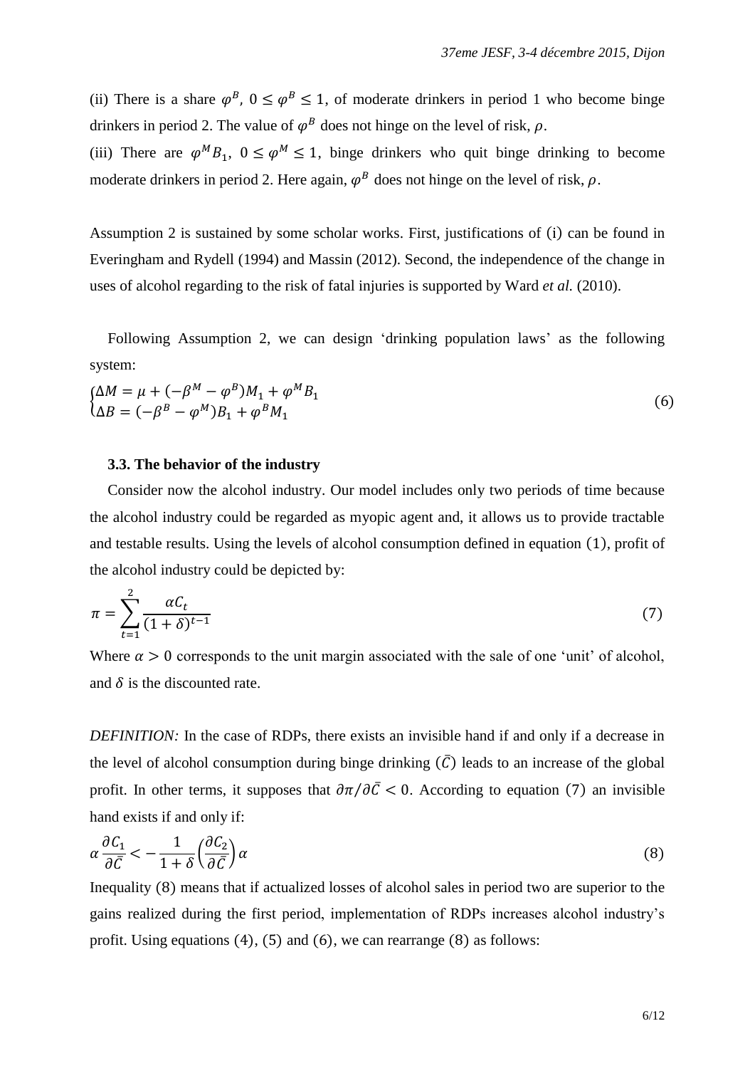(ii) There is a share $\varphi^B$, $0 \leq \varphi^B \leq 1$, of moderate drinkers in period 1 who become binge drinkers in period 2. The value of $\varphi^B$ does not hinge on the level of risk, $\rho$.

(iii) There are $\varphi^M B_1$, $0 \leq \varphi^M \leq 1$, binge drinkers who quit binge drinking to become moderate drinkers in period 2. Here again, $\varphi^B$ does not hinge on the level of risk, $\rho$.

Assumption 2 is sustained by some scholar works. First, justifications of (i) can be found in Everingham and Rydell (1994) and Massin (2012). Second, the independence of the change in uses of alcohol regarding to the risk of fatal injuries is supported by Ward *et al.* (2010).

Following Assumption 2, we can design 'drinking population laws' as the following system:

$$\begin{cases} \Delta M = \mu + (-\beta^M - \varphi^B)M_1 + \varphi^M B_1 \\ \Delta B = (-\beta^B - \varphi^M)B_1 + \varphi^B M_1 \end{cases} \tag{6}$$

### 3.3. The behavior of the industry

Consider now the alcohol industry. Our model includes only two periods of time because the alcohol industry could be regarded as myopic agent and, it allows us to provide tractable and testable results. Using the levels of alcohol consumption defined in equation (1), profit of the alcohol industry could be depicted by:

$$\pi = \sum_{t=1}^{2} \frac{\alpha C_t}{(1+\delta)^{t-1}} \tag{7}$$

Where $\alpha > 0$ corresponds to the unit margin associated with the sale of one 'unit' of alcohol, and $\delta$ is the discounted rate.

*DEFINITION:* In the case of RDPs, there exists an invisible hand if and only if a decrease in the level of alcohol consumption during binge drinking ($\bar{C}$) leads to an increase of the global profit. In other terms, it supposes that $\partial \pi / \partial \bar{C} < 0$. According to equation (7) an invisible hand exists if and only if:

$$\alpha \frac{\partial C_1}{\partial \bar{C}} < -\frac{1}{1+\delta}\left(\frac{\partial C_2}{\partial \bar{C}}\right)\alpha \tag{8}$$

Inequality (8) means that if actualized losses of alcohol sales in period two are superior to the gains realized during the first period, implementation of RDPs increases alcohol industry's profit. Using equations (4), (5) and (6), we can rearrange (8) as follows: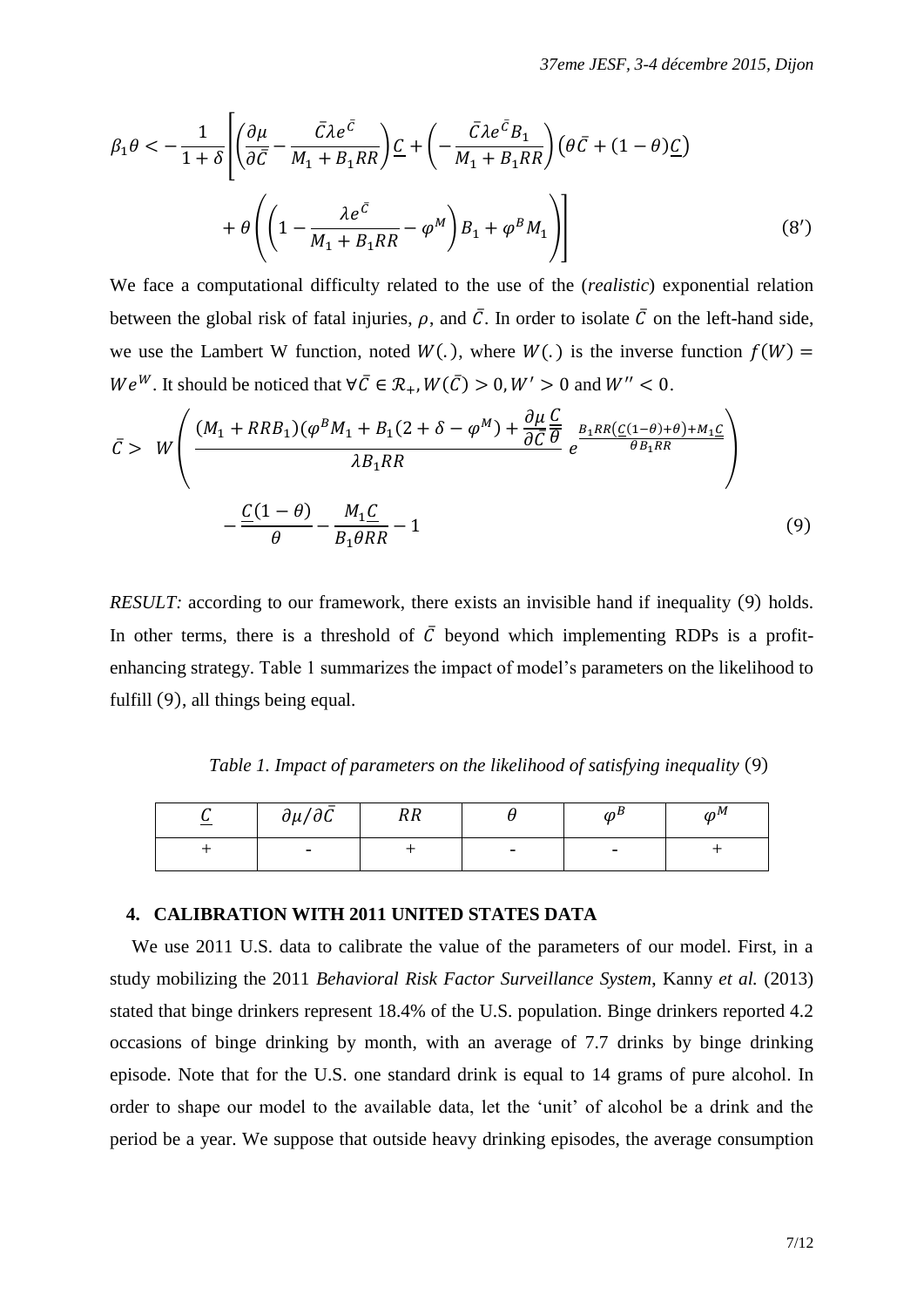$$\beta_1\theta < -\frac{1}{1+\delta}\left[\left(\frac{\partial\mu}{\partial\bar{C}} - \frac{\bar{C}\lambda e^{\bar{C}}}{M_1 + B_1 RR}\right)\underline{C} + \left(-\frac{\bar{C}\lambda e^{\bar{C}} B_1}{M_1 + B_1 RR}\right)\left(\theta\bar{C} + (1-\theta)\underline{C}\right) + \theta\left(\left(1 - \frac{\lambda e^{\bar{C}}}{M_1 + B_1 RR} - \varphi^M\right)B_1 + \varphi^B M_1\right)\right] \qquad (8')$$

We face a computational difficulty related to the use of the (*realistic*) exponential relation between the global risk of fatal injuries, $\rho$, and $\bar{C}$. In order to isolate $\bar{C}$ on the left-hand side, we use the Lambert W function, noted $W(.)$, where $W(.)$ is the inverse function $f(W) = We^W$. It should be noticed that $\forall \bar{C} \in \mathcal{R}_+, W(\bar{C}) > 0, W' > 0$ and $W'' < 0$.

$$\bar{C} > W\left(\frac{(M_1 + RRB_1)(\varphi^B M_1 + B_1(2+\delta-\varphi^M)) + \frac{\partial\mu}{\partial\bar{C}}\frac{\underline{C}}{\theta}}{\lambda B_1 RR} e^{\frac{B_1 RR(\underline{C}(1-\theta)+\theta)+M_1\underline{C}}{\theta B_1 RR}}\right) - \frac{\underline{C}(1-\theta)}{\theta} - \frac{M_1\underline{C}}{B_1\theta RR} - 1 \qquad (9)$$

*RESULT:* according to our framework, there exists an invisible hand if inequality (9) holds. In other terms, there is a threshold of $\bar{C}$ beyond which implementing RDPs is a profit-enhancing strategy. Table 1 summarizes the impact of model's parameters on the likelihood to fulfill (9), all things being equal.

*Table 1. Impact of parameters on the likelihood of satisfying inequality (9)*

| $\underline{C}$ | $\partial\mu/\partial\bar{C}$ | $RR$ | $\theta$ | $\varphi^B$ | $\varphi^M$ |
|---|---|---|---|---|---|
| + | - | + | - | - | + |

## 4. CALIBRATION WITH 2011 UNITED STATES DATA

We use 2011 U.S. data to calibrate the value of the parameters of our model. First, in a study mobilizing the 2011 *Behavioral Risk Factor Surveillance System*, Kanny *et al.* (2013) stated that binge drinkers represent 18.4% of the U.S. population. Binge drinkers reported 4.2 occasions of binge drinking by month, with an average of 7.7 drinks by binge drinking episode. Note that for the U.S. one standard drink is equal to 14 grams of pure alcohol. In order to shape our model to the available data, let the 'unit' of alcohol be a drink and the period be a year. We suppose that outside heavy drinking episodes, the average consumption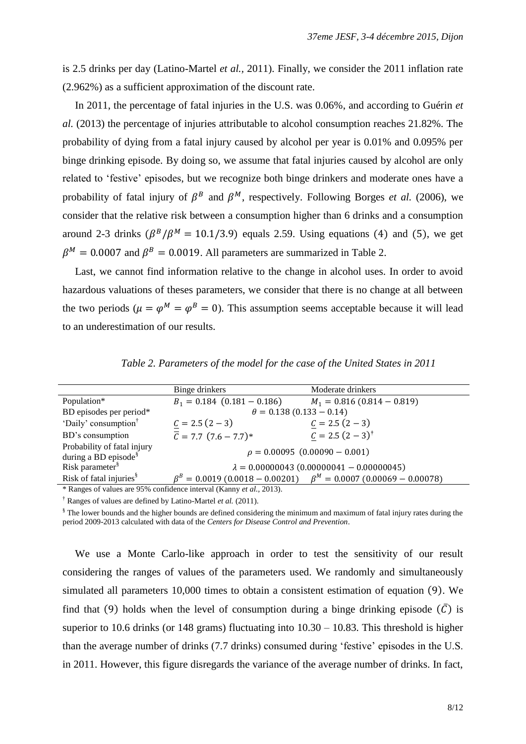is 2.5 drinks per day (Latino-Martel *et al.*, 2011). Finally, we consider the 2011 inflation rate (2.962%) as a sufficient approximation of the discount rate.

In 2011, the percentage of fatal injuries in the U.S. was 0.06%, and according to Guérin *et al.* (2013) the percentage of injuries attributable to alcohol consumption reaches 21.82%. The probability of dying from a fatal injury caused by alcohol per year is 0.01% and 0.095% per binge drinking episode. By doing so, we assume that fatal injuries caused by alcohol are only related to 'festive' episodes, but we recognize both binge drinkers and moderate ones have a probability of fatal injury of $\beta^B$ and $\beta^M$, respectively. Following Borges *et al.* (2006), we consider that the relative risk between a consumption higher than 6 drinks and a consumption around 2-3 drinks ($\beta^B/\beta^M = 10.1/3.9$) equals 2.59. Using equations (4) and (5), we get $\beta^M = 0.0007$ and $\beta^B = 0.0019$. All parameters are summarized in Table 2.

Last, we cannot find information relative to the change in alcohol uses. In order to avoid hazardous valuations of theses parameters, we consider that there is no change at all between the two periods ($\mu = \varphi^M = \varphi^B = 0$). This assumption seems acceptable because it will lead to an underestimation of our results.

*Table 2. Parameters of the model for the case of the United States in 2011*

| | Binge drinkers | Moderate drinkers |
|---|---|---|
| Population* | $B_1 = 0.184\ (0.181 - 0.186)$ | $M_1 = 0.816\ (0.814 - 0.819)$ |
| BD episodes per period* | $\theta = 0.138\ (0.133 - 0.14)$ | |
| 'Daily' consumption[†] | $\underline{C} = 2.5\ (2 - 3)$ | $\underline{C} = 2.5\ (2 - 3)$ |
| BD's consumption | $\overline{C} = 7.7\ (7.6 - 7.7)$* | $\underline{C} = 2.5\ (2 - 3)$[†] |
| Probability of fatal injury during a BD episode[§] | $\rho = 0.00095\ (0.00090 - 0.001)$ | |
| Risk parameter[§] | $\lambda = 0.00000043\ (0.00000041 - 0.00000045)$ | |
| Risk of fatal injuries[§] | $\beta^B = 0.0019\ (0.0018 - 0.00201)$ | $\beta^M = 0.0007\ (0.00069 - 0.00078)$ |

\* Ranges of values are 95% confidence interval (Kanny *et al.*, 2013).

[†] Ranges of values are defined by Latino-Martel *et al.* (2011).

[§] The lower bounds and the higher bounds are defined considering the minimum and maximum of fatal injury rates during the period 2009-2013 calculated with data of the *Centers for Disease Control and Prevention*.

We use a Monte Carlo-like approach in order to test the sensitivity of our result considering the ranges of values of the parameters used. We randomly and simultaneously simulated all parameters 10,000 times to obtain a consistent estimation of equation (9). We find that (9) holds when the level of consumption during a binge drinking episode ($\overline{C}$) is superior to 10.6 drinks (or 148 grams) fluctuating into 10.30 – 10.83. This threshold is higher than the average number of drinks (7.7 drinks) consumed during 'festive' episodes in the U.S. in 2011. However, this figure disregards the variance of the average number of drinks. In fact,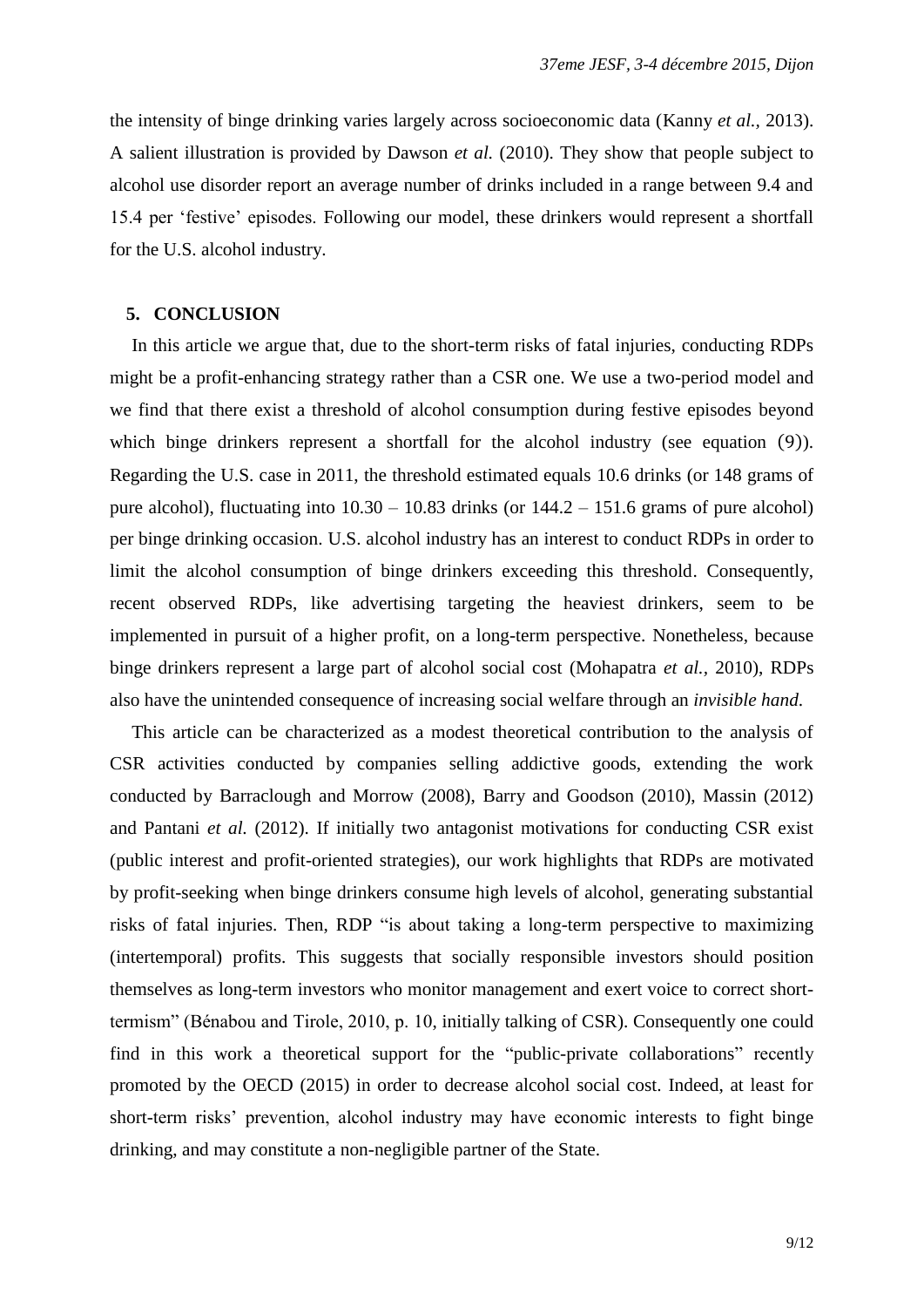the intensity of binge drinking varies largely across socioeconomic data (Kanny *et al.*, 2013). A salient illustration is provided by Dawson *et al.* (2010). They show that people subject to alcohol use disorder report an average number of drinks included in a range between 9.4 and 15.4 per 'festive' episodes. Following our model, these drinkers would represent a shortfall for the U.S. alcohol industry.

## 5. CONCLUSION

In this article we argue that, due to the short-term risks of fatal injuries, conducting RDPs might be a profit-enhancing strategy rather than a CSR one. We use a two-period model and we find that there exist a threshold of alcohol consumption during festive episodes beyond which binge drinkers represent a shortfall for the alcohol industry (see equation (9)). Regarding the U.S. case in 2011, the threshold estimated equals 10.6 drinks (or 148 grams of pure alcohol), fluctuating into 10.30 – 10.83 drinks (or 144.2 – 151.6 grams of pure alcohol) per binge drinking occasion. U.S. alcohol industry has an interest to conduct RDPs in order to limit the alcohol consumption of binge drinkers exceeding this threshold. Consequently, recent observed RDPs, like advertising targeting the heaviest drinkers, seem to be implemented in pursuit of a higher profit, on a long-term perspective. Nonetheless, because binge drinkers represent a large part of alcohol social cost (Mohapatra *et al.*, 2010), RDPs also have the unintended consequence of increasing social welfare through an *invisible hand*.

This article can be characterized as a modest theoretical contribution to the analysis of CSR activities conducted by companies selling addictive goods, extending the work conducted by Barraclough and Morrow (2008), Barry and Goodson (2010), Massin (2012) and Pantani *et al.* (2012). If initially two antagonist motivations for conducting CSR exist (public interest and profit-oriented strategies), our work highlights that RDPs are motivated by profit-seeking when binge drinkers consume high levels of alcohol, generating substantial risks of fatal injuries. Then, RDP "is about taking a long-term perspective to maximizing (intertemporal) profits. This suggests that socially responsible investors should position themselves as long-term investors who monitor management and exert voice to correct short-termism" (Bénabou and Tirole, 2010, p. 10, initially talking of CSR). Consequently one could find in this work a theoretical support for the "public-private collaborations" recently promoted by the OECD (2015) in order to decrease alcohol social cost. Indeed, at least for short-term risks' prevention, alcohol industry may have economic interests to fight binge drinking, and may constitute a non-negligible partner of the State.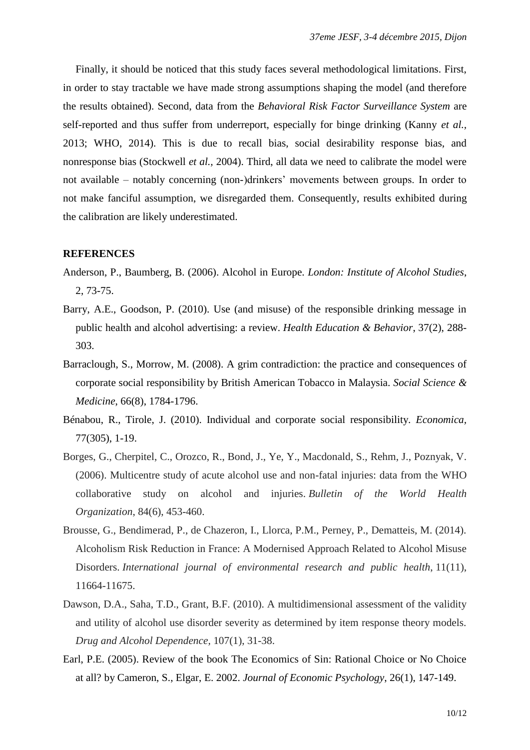Finally, it should be noticed that this study faces several methodological limitations. First, in order to stay tractable we have made strong assumptions shaping the model (and therefore the results obtained). Second, data from the *Behavioral Risk Factor Surveillance System* are self-reported and thus suffer from underreport, especially for binge drinking (Kanny *et al.*, 2013; WHO, 2014). This is due to recall bias, social desirability response bias, and nonresponse bias (Stockwell *et al.*, 2004). Third, all data we need to calibrate the model were not available – notably concerning (non-)drinkers' movements between groups. In order to not make fanciful assumption, we disregarded them. Consequently, results exhibited during the calibration are likely underestimated.

**REFERENCES**

Anderson, P., Baumberg, B. (2006). Alcohol in Europe. *London: Institute of Alcohol Studies*, 2, 73-75.

Barry, A.E., Goodson, P. (2010). Use (and misuse) of the responsible drinking message in public health and alcohol advertising: a review. *Health Education & Behavior*, 37(2), 288-303.

Barraclough, S., Morrow, M. (2008). A grim contradiction: the practice and consequences of corporate social responsibility by British American Tobacco in Malaysia. *Social Science & Medicine*, 66(8), 1784-1796.

Bénabou, R., Tirole, J. (2010). Individual and corporate social responsibility. *Economica*, 77(305), 1-19.

Borges, G., Cherpitel, C., Orozco, R., Bond, J., Ye, Y., Macdonald, S., Rehm, J., Poznyak, V. (2006). Multicentre study of acute alcohol use and non-fatal injuries: data from the WHO collaborative study on alcohol and injuries. *Bulletin of the World Health Organization*, 84(6), 453-460.

Brousse, G., Bendimerad, P., de Chazeron, I., Llorca, P.M., Perney, P., Dematteis, M. (2014). Alcoholism Risk Reduction in France: A Modernised Approach Related to Alcohol Misuse Disorders. *International journal of environmental research and public health*, 11(11), 11664-11675.

Dawson, D.A., Saha, T.D., Grant, B.F. (2010). A multidimensional assessment of the validity and utility of alcohol use disorder severity as determined by item response theory models. *Drug and Alcohol Dependence*, 107(1), 31-38.

Earl, P.E. (2005). Review of the book The Economics of Sin: Rational Choice or No Choice at all? by Cameron, S., Elgar, E. 2002. *Journal of Economic Psychology*, 26(1), 147-149.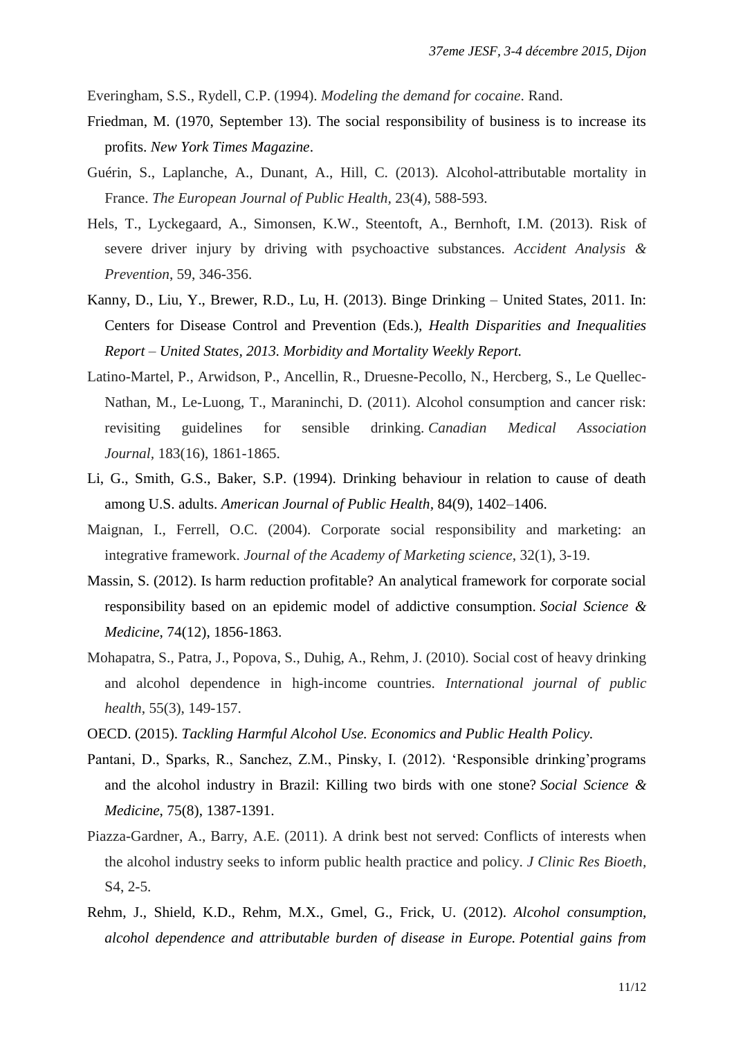Everingham, S.S., Rydell, C.P. (1994). *Modeling the demand for cocaine*. Rand.

Friedman, M. (1970, September 13). The social responsibility of business is to increase its profits. *New York Times Magazine*.

Guérin, S., Laplanche, A., Dunant, A., Hill, C. (2013). Alcohol-attributable mortality in France. *The European Journal of Public Health*, 23(4), 588-593.

Hels, T., Lyckegaard, A., Simonsen, K.W., Steentoft, A., Bernhoft, I.M. (2013). Risk of severe driver injury by driving with psychoactive substances. *Accident Analysis & Prevention*, 59, 346-356.

Kanny, D., Liu, Y., Brewer, R.D., Lu, H. (2013). Binge Drinking – United States, 2011. In: Centers for Disease Control and Prevention (Eds.), *Health Disparities and Inequalities Report – United States, 2013. Morbidity and Mortality Weekly Report.*

Latino-Martel, P., Arwidson, P., Ancellin, R., Druesne-Pecollo, N., Hercberg, S., Le Quellec-Nathan, M., Le-Luong, T., Maraninchi, D. (2011). Alcohol consumption and cancer risk: revisiting guidelines for sensible drinking. *Canadian Medical Association Journal*, 183(16), 1861-1865.

Li, G., Smith, G.S., Baker, S.P. (1994). Drinking behaviour in relation to cause of death among U.S. adults. *American Journal of Public Health*, 84(9), 1402–1406.

Maignan, I., Ferrell, O.C. (2004). Corporate social responsibility and marketing: an integrative framework. *Journal of the Academy of Marketing science*, 32(1), 3-19.

Massin, S. (2012). Is harm reduction profitable? An analytical framework for corporate social responsibility based on an epidemic model of addictive consumption. *Social Science & Medicine*, 74(12), 1856-1863.

Mohapatra, S., Patra, J., Popova, S., Duhig, A., Rehm, J. (2010). Social cost of heavy drinking and alcohol dependence in high-income countries. *International journal of public health*, 55(3), 149-157.

OECD. (2015). *Tackling Harmful Alcohol Use. Economics and Public Health Policy.*

Pantani, D., Sparks, R., Sanchez, Z.M., Pinsky, I. (2012). 'Responsible drinking'programs and the alcohol industry in Brazil: Killing two birds with one stone? *Social Science & Medicine*, 75(8), 1387-1391.

Piazza-Gardner, A., Barry, A.E. (2011). A drink best not served: Conflicts of interests when the alcohol industry seeks to inform public health practice and policy. *J Clinic Res Bioeth*, S4, 2-5.

Rehm, J., Shield, K.D., Rehm, M.X., Gmel, G., Frick, U. (2012). *Alcohol consumption, alcohol dependence and attributable burden of disease in Europe. Potential gains from*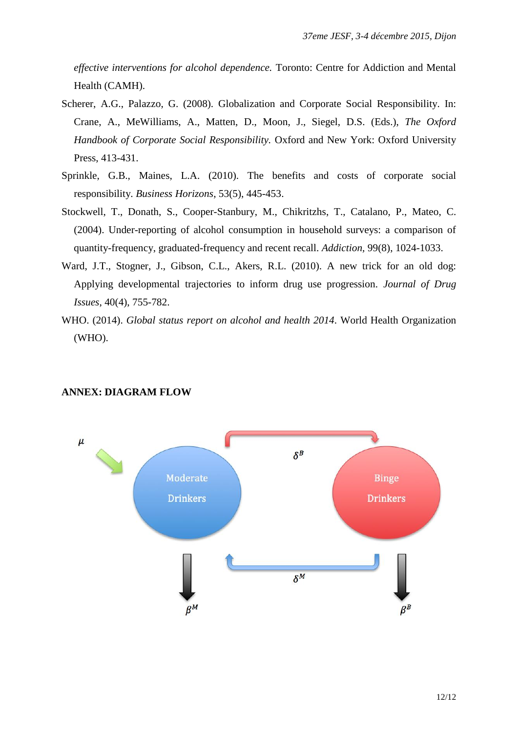*effective interventions for alcohol dependence.* Toronto: Centre for Addiction and Mental Health (CAMH).

Scherer, A.G., Palazzo, G. (2008). Globalization and Corporate Social Responsibility. In: Crane, A., MeWilliams, A., Matten, D., Moon, J., Siegel, D.S. (Eds.), *The Oxford Handbook of Corporate Social Responsibility*. Oxford and New York: Oxford University Press, 413-431.

Sprinkle, G.B., Maines, L.A. (2010). The benefits and costs of corporate social responsibility. *Business Horizons*, 53(5), 445-453.

Stockwell, T., Donath, S., Cooper-Stanbury, M., Chikritzhs, T., Catalano, P., Mateo, C. (2004). Under-reporting of alcohol consumption in household surveys: a comparison of quantity-frequency, graduated-frequency and recent recall. *Addiction*, 99(8), 1024-1033.

Ward, J.T., Stogner, J., Gibson, C.L., Akers, R.L. (2010). A new trick for an old dog: Applying developmental trajectories to inform drug use progression. *Journal of Drug Issues*, 40(4), 755-782.

WHO. (2014). *Global status report on alcohol and health 2014*. World Health Organization (WHO).

**ANNEX: DIAGRAM FLOW**

$\mu$

Moderate Drinkers

$\delta^B$

Binge Drinkers

$\delta^M$

$\beta^M$

$\beta^B$